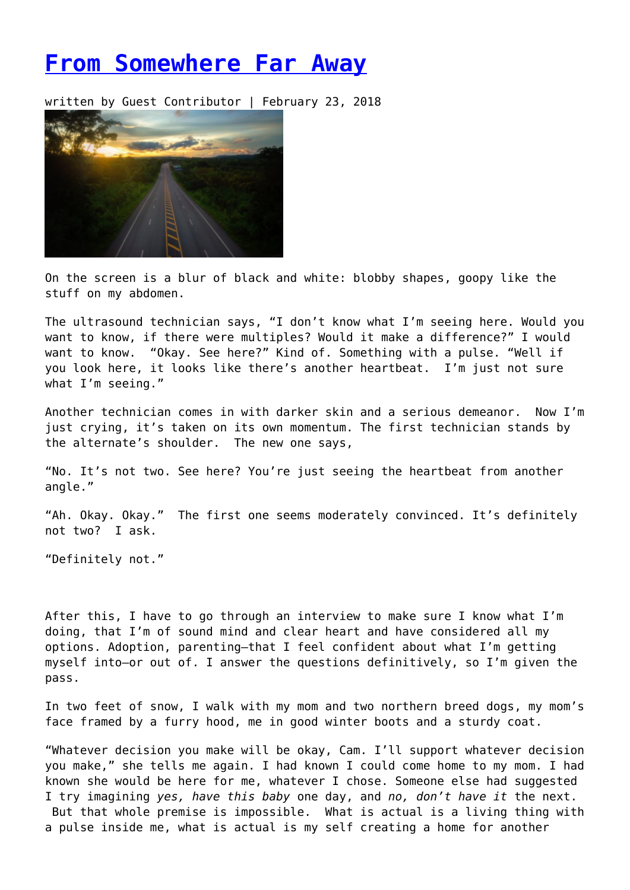# [From Somewhere Far Away]

written by Guest Contributor | February 23, 2018

On the screen is a blur of black and white: blobby shapes, goopy like the stuff on my abdomen.

The ultrasound technician says, "I don't know what I'm seeing here. Would you want to know, if there were multiples? Would it make a difference?" I would want to know. "Okay. See here?" Kind of. Something with a pulse. "Well if you look here, it looks like there's another heartbeat. I'm just not sure what I'm seeing."

Another technician comes in with darker skin and a serious demeanor. Now I'm just crying, it's taken on its own momentum. The first technician stands by the alternate's shoulder. The new one says,

"No. It's not two. See here? You're just seeing the heartbeat from another angle."

"Ah. Okay. Okay." The first one seems moderately convinced. It's definitely not two? I ask.

"Definitely not."

After this, I have to go through an interview to make sure I know what I'm doing, that I'm of sound mind and clear heart and have considered all my options. Adoption, parenting—that I feel confident about what I'm getting myself into—or out of. I answer the questions definitively, so I'm given the pass.

In two feet of snow, I walk with my mom and two northern breed dogs, my mom's face framed by a furry hood, me in good winter boots and a sturdy coat.

"Whatever decision you make will be okay, Cam. I'll support whatever decision you make," she tells me again. I had known I could come home to my mom. I had known she would be here for me, whatever I chose. Someone else had suggested I try imagining *yes, have this baby* one day, and *no, don't have it* the next. But that whole premise is impossible. What is actual is a living thing with a pulse inside me, what is actual is my self creating a home for another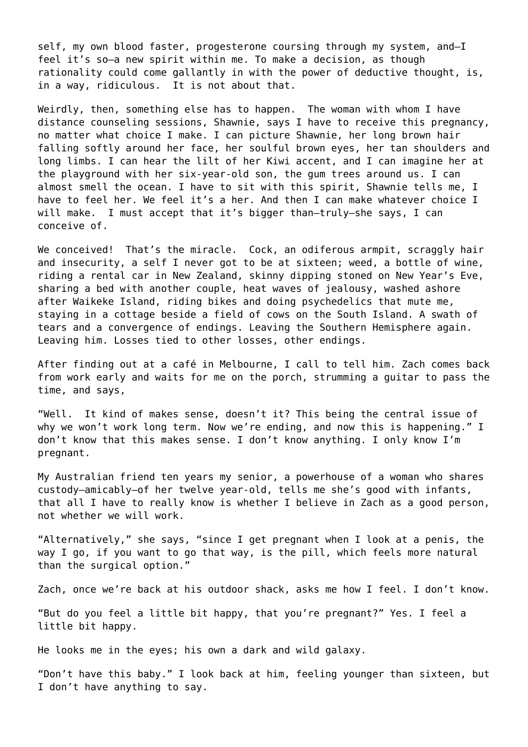self, my own blood faster, progesterone coursing through my system, and—I feel it's so—a new spirit within me. To make a decision, as though rationality could come gallantly in with the power of deductive thought, is, in a way, ridiculous. It is not about that.

Weirdly, then, something else has to happen. The woman with whom I have distance counseling sessions, Shawnie, says I have to receive this pregnancy, no matter what choice I make. I can picture Shawnie, her long brown hair falling softly around her face, her soulful brown eyes, her tan shoulders and long limbs. I can hear the lilt of her Kiwi accent, and I can imagine her at the playground with her six-year-old son, the gum trees around us. I can almost smell the ocean. I have to sit with this spirit, Shawnie tells me, I have to feel her. We feel it's a her. And then I can make whatever choice I will make. I must accept that it's bigger than—truly—she says, I can conceive of.

We conceived! That's the miracle. Cock, an odiferous armpit, scraggly hair and insecurity, a self I never got to be at sixteen; weed, a bottle of wine, riding a rental car in New Zealand, skinny dipping stoned on New Year's Eve, sharing a bed with another couple, heat waves of jealousy, washed ashore after Waikeke Island, riding bikes and doing psychedelics that mute me, staying in a cottage beside a field of cows on the South Island. A swath of tears and a convergence of endings. Leaving the Southern Hemisphere again. Leaving him. Losses tied to other losses, other endings.

After finding out at a café in Melbourne, I call to tell him. Zach comes back from work early and waits for me on the porch, strumming a guitar to pass the time, and says,

"Well. It kind of makes sense, doesn't it? This being the central issue of why we won't work long term. Now we're ending, and now this is happening." I don't know that this makes sense. I don't know anything. I only know I'm pregnant.

My Australian friend ten years my senior, a powerhouse of a woman who shares custody—amicably—of her twelve year-old, tells me she's good with infants, that all I have to really know is whether I believe in Zach as a good person, not whether we will work.

"Alternatively," she says, "since I get pregnant when I look at a penis, the way I go, if you want to go that way, is the pill, which feels more natural than the surgical option."

Zach, once we're back at his outdoor shack, asks me how I feel. I don't know.

"But do you feel a little bit happy, that you're pregnant?" Yes. I feel a little bit happy.

He looks me in the eyes; his own a dark and wild galaxy.

"Don't have this baby." I look back at him, feeling younger than sixteen, but I don't have anything to say.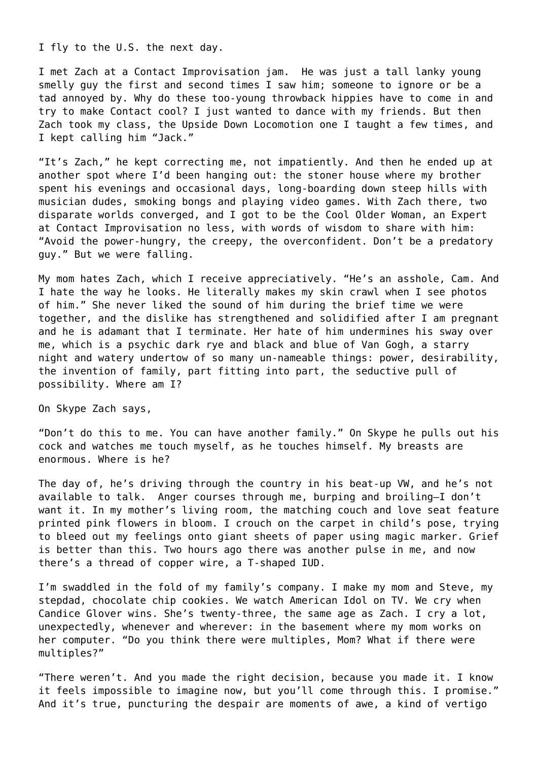I fly to the U.S. the next day.

I met Zach at a Contact Improvisation jam.  He was just a tall lanky young smelly guy the first and second times I saw him; someone to ignore or be a tad annoyed by. Why do these too-young throwback hippies have to come in and try to make Contact cool? I just wanted to dance with my friends. But then Zach took my class, the Upside Down Locomotion one I taught a few times, and I kept calling him "Jack."

"It's Zach," he kept correcting me, not impatiently. And then he ended up at another spot where I'd been hanging out: the stoner house where my brother spent his evenings and occasional days, long-boarding down steep hills with musician dudes, smoking bongs and playing video games. With Zach there, two disparate worlds converged, and I got to be the Cool Older Woman, an Expert at Contact Improvisation no less, with words of wisdom to share with him: "Avoid the power-hungry, the creepy, the overconfident. Don't be a predatory guy." But we were falling.

My mom hates Zach, which I receive appreciatively. "He's an asshole, Cam. And I hate the way he looks. He literally makes my skin crawl when I see photos of him." She never liked the sound of him during the brief time we were together, and the dislike has strengthened and solidified after I am pregnant and he is adamant that I terminate. Her hate of him undermines his sway over me, which is a psychic dark rye and black and blue of Van Gogh, a starry night and watery undertow of so many un-nameable things: power, desirability, the invention of family, part fitting into part, the seductive pull of possibility. Where am I?

On Skype Zach says,

"Don't do this to me. You can have another family." On Skype he pulls out his cock and watches me touch myself, as he touches himself. My breasts are enormous. Where is he?

The day of, he's driving through the country in his beat-up VW, and he's not available to talk.  Anger courses through me, burping and broiling—I don't want it. In my mother's living room, the matching couch and love seat feature printed pink flowers in bloom. I crouch on the carpet in child's pose, trying to bleed out my feelings onto giant sheets of paper using magic marker. Grief is better than this. Two hours ago there was another pulse in me, and now there's a thread of copper wire, a T-shaped IUD.

I'm swaddled in the fold of my family's company. I make my mom and Steve, my stepdad, chocolate chip cookies. We watch American Idol on TV. We cry when Candice Glover wins. She's twenty-three, the same age as Zach. I cry a lot, unexpectedly, whenever and wherever: in the basement where my mom works on her computer. "Do you think there were multiples, Mom? What if there were multiples?"

"There weren't. And you made the right decision, because you made it. I know it feels impossible to imagine now, but you'll come through this. I promise." And it's true, puncturing the despair are moments of awe, a kind of vertigo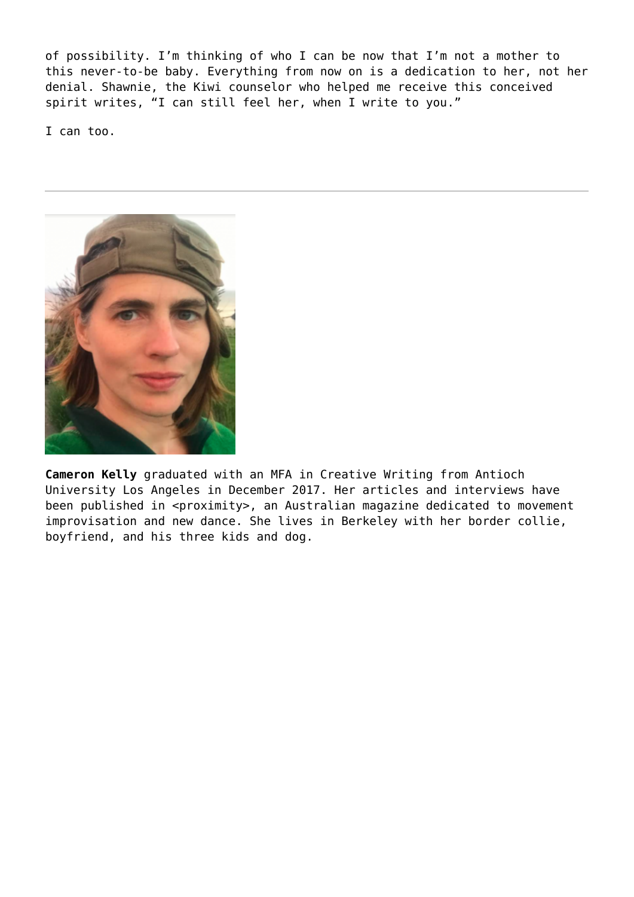of possibility. I'm thinking of who I can be now that I'm not a mother to this never-to-be baby. Everything from now on is a dedication to her, not her denial. Shawnie, the Kiwi counselor who helped me receive this conceived spirit writes, "I can still feel her, when I write to you."

I can too.

---

**Cameron Kelly** graduated with an MFA in Creative Writing from Antioch University Los Angeles in December 2017. Her articles and interviews have been published in <proximity>, an Australian magazine dedicated to movement improvisation and new dance. She lives in Berkeley with her border collie, boyfriend, and his three kids and dog.